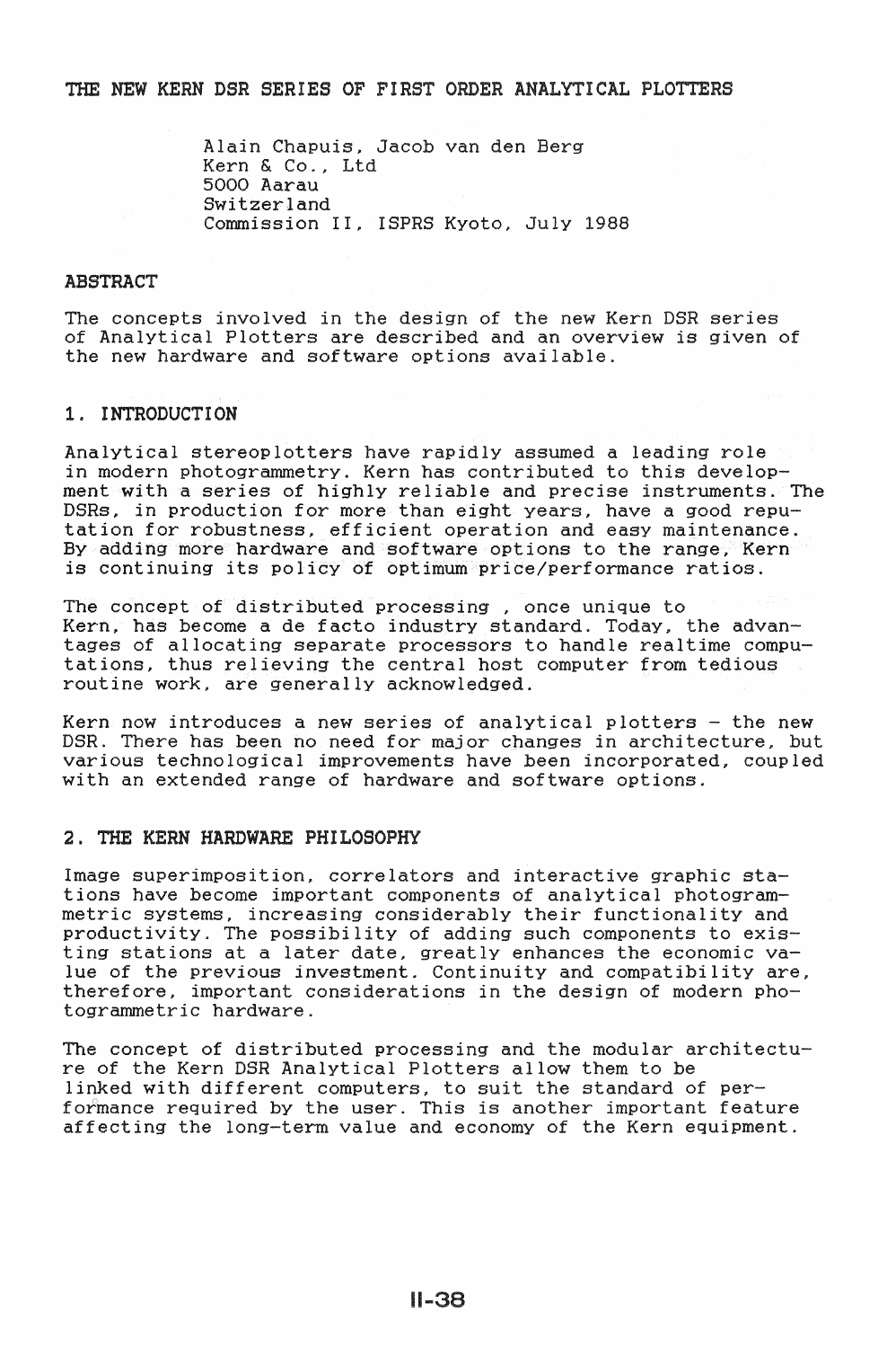# THE NEW KERN DSR SERIES OF FIRST ORDER ANALYTICAL PLOTTERS

Alain Chapuis, Jacob van den Berg
Kern & Co., Ltd
5000 Aarau
Switzerland
Commission II, ISPRS Kyoto, July 1988

## ABSTRACT

The concepts involved in the design of the new Kern DSR series of Analytical Plotters are described and an overview is given of the new hardware and software options available.

## 1. INTRODUCTION

Analytical stereoplotters have rapidly assumed a leading role in modern photogrammetry. Kern has contributed to this development with a series of highly reliable and precise instruments. The DSRs, in production for more than eight years, have a good reputation for robustness, efficient operation and easy maintenance. By adding more hardware and software options to the range, Kern is continuing its policy of optimum price/performance ratios.

The concept of distributed processing , once unique to Kern, has become a de facto industry standard. Today, the advantages of allocating separate processors to handle realtime computations, thus relieving the central host computer from tedious routine work, are generally acknowledged.

Kern now introduces a new series of analytical plotters – the new DSR. There has been no need for major changes in architecture, but various technological improvements have been incorporated, coupled with an extended range of hardware and software options.

## 2. THE KERN HARDWARE PHILOSOPHY

Image superimposition, correlators and interactive graphic stations have become important components of analytical photogrammetric systems, increasing considerably their functionality and productivity. The possibility of adding such components to existing stations at a later date, greatly enhances the economic value of the previous investment. Continuity and compatibility are, therefore, important considerations in the design of modern photogrammetric hardware.

The concept of distributed processing and the modular architecture of the Kern DSR Analytical Plotters allow them to be linked with different computers, to suit the standard of performance required by the user. This is another important feature affecting the long-term value and economy of the Kern equipment.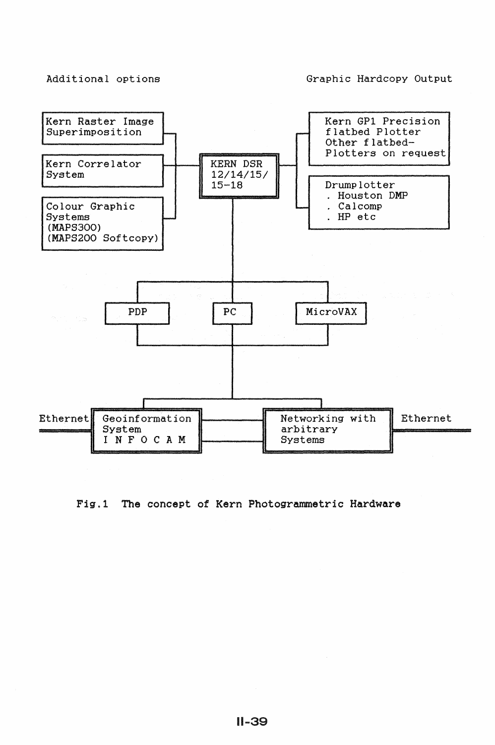Additional options

Graphic Hardcopy Output

Kern Raster Image Superimposition

Kern Correlator System

Colour Graphic Systems (MAPS300) (MAPS200 Softcopy)

KERN DSR 12/14/15/ 15-18

Kern GP1 Precision flatbed Plotter Other flatbed-Plotters on request

Drumplotter
. Houston DMP
. Calcomp
. HP etc

PDP

PC

MicroVAX

Ethernet

Geoinformation System INFOCAM

Networking with arbitrary Systems

Ethernet

**Fig.1 The concept of Kern Photogrammetric Hardware**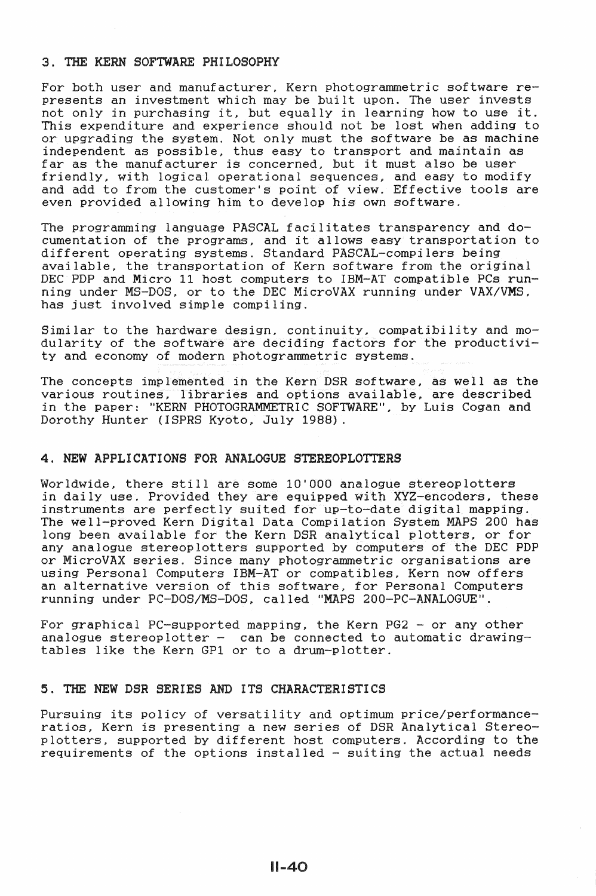## 3. THE KERN SOFTWARE PHILOSOPHY

For both user and manufacturer, Kern photogrammetric software represents an investment which may be built upon. The user invests not only in purchasing it, but equally in learning how to use it. This expenditure and experience should not be lost when adding to or upgrading the system. Not only must the software be as machine independent as possible, thus easy to transport and maintain as far as the manufacturer is concerned, but it must also be user friendly, with logical operational sequences, and easy to modify and add to from the customer's point of view. Effective tools are even provided allowing him to develop his own software.

The programming language PASCAL facilitates transparency and documentation of the programs, and it allows easy transportation to different operating systems. Standard PASCAL-compilers being available, the transportation of Kern software from the original DEC PDP and Micro 11 host computers to IBM-AT compatible PCs running under MS-DOS, or to the DEC MicroVAX running under VAX/VMS, has just involved simple compiling.

Similar to the hardware design, continuity, compatibility and modularity of the software are deciding factors for the productivity and economy of modern photogrammetric systems.

The concepts implemented in the Kern DSR software, as well as the various routines, libraries and options available, are described in the paper: "KERN PHOTOGRAMMETRIC SOFTWARE", by Luis Cogan and Dorothy Hunter (ISPRS Kyoto, July 1988).

## 4. NEW APPLICATIONS FOR ANALOGUE STEREOPLOTTERS

Worldwide, there still are some 10'000 analogue stereoplotters in daily use. Provided they are equipped with XYZ-encoders, these instruments are perfectly suited for up-to-date digital mapping. The well-proved Kern Digital Data Compilation System MAPS 200 has long been available for the Kern DSR analytical plotters, or for any analogue stereoplotters supported by computers of the DEC PDP or MicroVAX series. Since many photogrammetric organisations are using Personal Computers IBM-AT or compatibles, Kern now offers an alternative version of this software, for Personal Computers running under PC-DOS/MS-DOS, called "MAPS 200-PC-ANALOGUE".

For graphical PC-supported mapping, the Kern PG2 - or any other analogue stereoplotter - can be connected to automatic drawing-tables like the Kern GP1 or to a drum-plotter.

## 5. THE NEW DSR SERIES AND ITS CHARACTERISTICS

Pursuing its policy of versatility and optimum price/performance-ratios, Kern is presenting a new series of DSR Analytical Stereoplotters, supported by different host computers. According to the requirements of the options installed - suiting the actual needs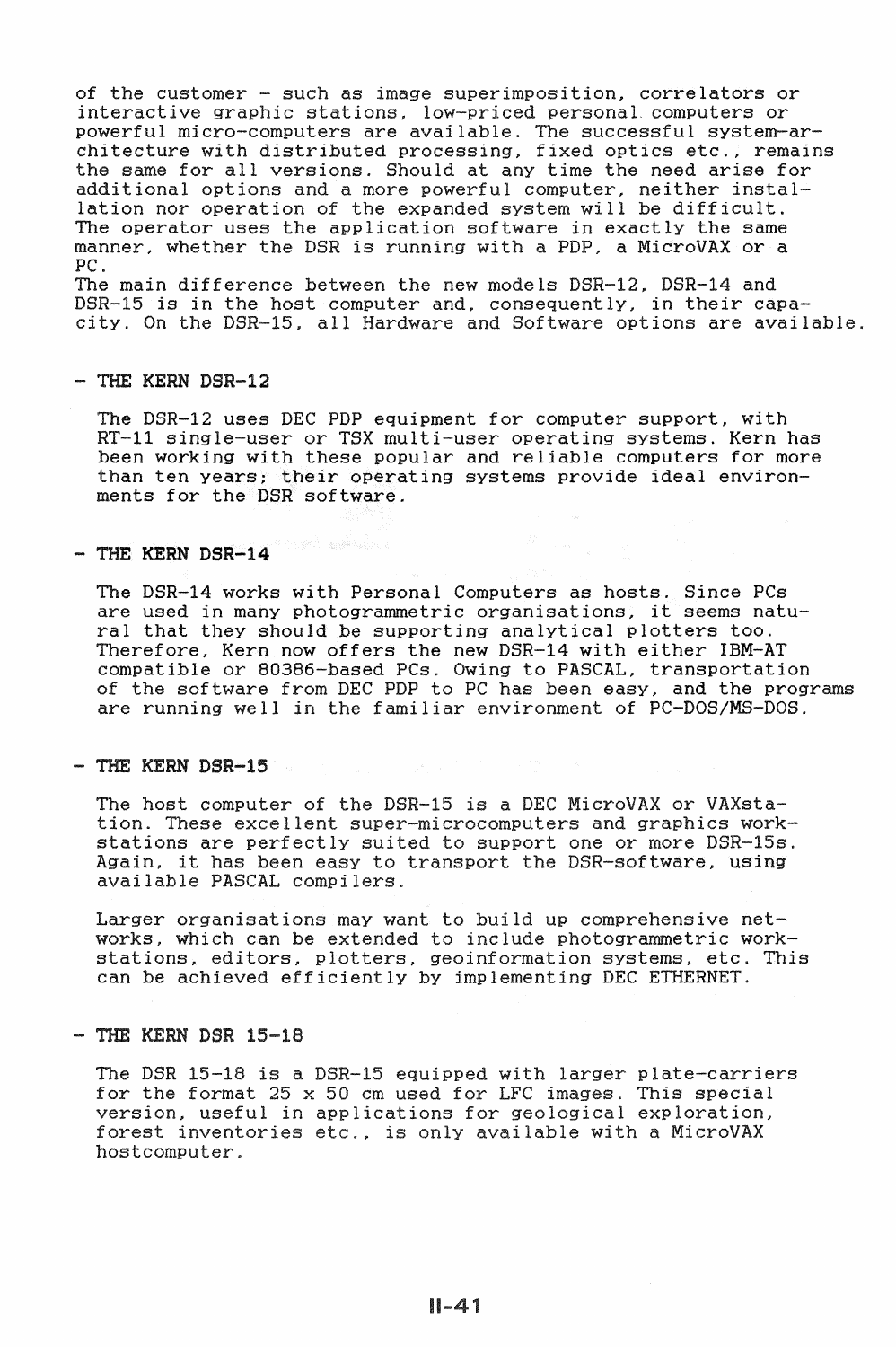of the customer - such as image superimposition, correlators or interactive graphic stations, low-priced personal computers or powerful micro-computers are available. The successful system-architecture with distributed processing, fixed optics etc., remains the same for all versions. Should at any time the need arise for additional options and a more powerful computer, neither installation nor operation of the expanded system will be difficult. The operator uses the application software in exactly the same manner, whether the DSR is running with a PDP, a MicroVAX or a PC.
The main difference between the new models DSR-12, DSR-14 and DSR-15 is in the host computer and, consequently, in their capacity. On the DSR-15, all Hardware and Software options are available.

## - THE KERN DSR-12

The DSR-12 uses DEC PDP equipment for computer support, with RT-11 single-user or TSX multi-user operating systems. Kern has been working with these popular and reliable computers for more than ten years; their operating systems provide ideal environments for the DSR software.

## - THE KERN DSR-14

The DSR-14 works with Personal Computers as hosts. Since PCs are used in many photogrammetric organisations, it seems natural that they should be supporting analytical plotters too. Therefore, Kern now offers the new DSR-14 with either IBM-AT compatible or 80386-based PCs. Owing to PASCAL, transportation of the software from DEC PDP to PC has been easy, and the programs are running well in the familiar environment of PC-DOS/MS-DOS.

## - THE KERN DSR-15

The host computer of the DSR-15 is a DEC MicroVAX or VAXstation. These excellent super-microcomputers and graphics workstations are perfectly suited to support one or more DSR-15s. Again, it has been easy to transport the DSR-software, using available PASCAL compilers.

Larger organisations may want to build up comprehensive networks, which can be extended to include photogrammetric workstations, editors, plotters, geoinformation systems, etc. This can be achieved efficiently by implementing DEC ETHERNET.

## - THE KERN DSR 15-18

The DSR 15-18 is a DSR-15 equipped with larger plate-carriers for the format 25 x 50 cm used for LFC images. This special version, useful in applications for geological exploration, forest inventories etc., is only available with a MicroVAX hostcomputer.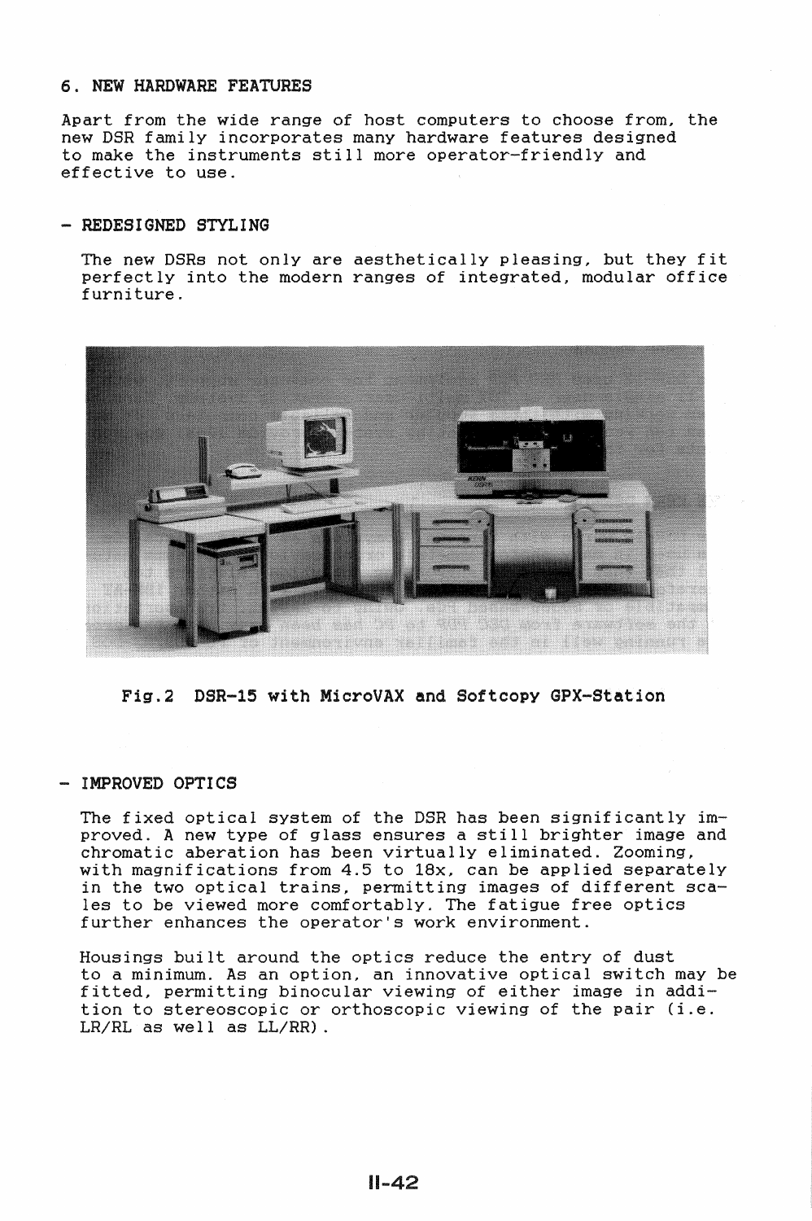## 6. NEW HARDWARE FEATURES

Apart from the wide range of host computers to choose from, the new DSR family incorporates many hardware features designed to make the instruments still more operator-friendly and effective to use.

### - REDESIGNED STYLING

The new DSRs not only are aesthetically pleasing, but they fit perfectly into the modern ranges of integrated, modular office furniture.

**Fig.2 DSR-15 with MicroVAX and Softcopy GPX-Station**

### - IMPROVED OPTICS

The fixed optical system of the DSR has been significantly improved. A new type of glass ensures a still brighter image and chromatic aberation has been virtually eliminated. Zooming, with magnifications from 4.5 to 18x, can be applied separately in the two optical trains, permitting images of different scales to be viewed more comfortably. The fatigue free optics further enhances the operator's work environment.

Housings built around the optics reduce the entry of dust to a minimum. As an option, an innovative optical switch may be fitted, permitting binocular viewing of either image in addition to stereoscopic or orthoscopic viewing of the pair (i.e. LR/RL as well as LL/RR).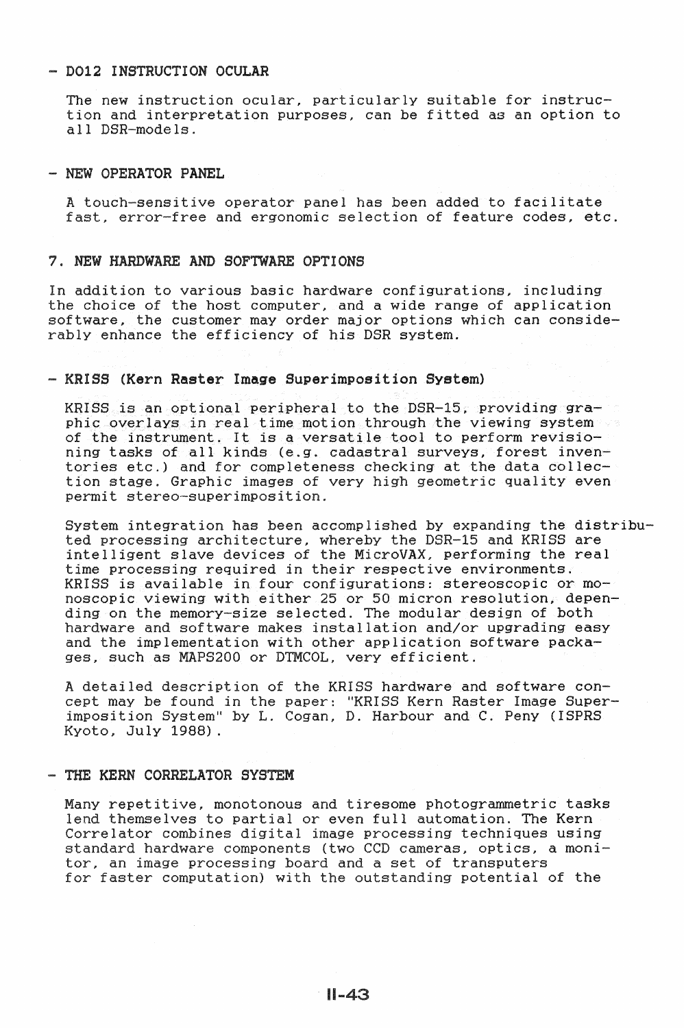- **DO12 INSTRUCTION OCULAR**

  The new instruction ocular, particularly suitable for instruction and interpretation purposes, can be fitted as an option to all DSR-models.

- **NEW OPERATOR PANEL**

  A touch-sensitive operator panel has been added to facilitate fast, error-free and ergonomic selection of feature codes, etc.

## 7. NEW HARDWARE AND SOFTWARE OPTIONS

In addition to various basic hardware configurations, including the choice of the host computer, and a wide range of application software, the customer may order major options which can considerably enhance the efficiency of his DSR system.

- **KRISS (Kern Raster Image Superimposition System)**

  KRISS is an optional peripheral to the DSR-15, providing graphic overlays in real time motion through the viewing system of the instrument. It is a versatile tool to perform revisioning tasks of all kinds (e.g. cadastral surveys, forest inventories etc.) and for completeness checking at the data collection stage. Graphic images of very high geometric quality even permit stereo-superimposition.

  System integration has been accomplished by expanding the distributed processing architecture, whereby the DSR-15 and KRISS are intelligent slave devices of the MicroVAX, performing the real time processing required in their respective environments. KRISS is available in four configurations: stereoscopic or monoscopic viewing with either 25 or 50 micron resolution, depending on the memory-size selected. The modular design of both hardware and software makes installation and/or upgrading easy and the implementation with other application software packages, such as MAPS200 or DTMCOL, very efficient.

  A detailed description of the KRISS hardware and software concept may be found in the paper: "KRISS Kern Raster Image Superimposition System" by L. Cogan, D. Harbour and C. Peny (ISPRS Kyoto, July 1988).

- **THE KERN CORRELATOR SYSTEM**

  Many repetitive, monotonous and tiresome photogrammetric tasks lend themselves to partial or even full automation. The Kern Correlator combines digital image processing techniques using standard hardware components (two CCD cameras, optics, a monitor, an image processing board and a set of transputers for faster computation) with the outstanding potential of the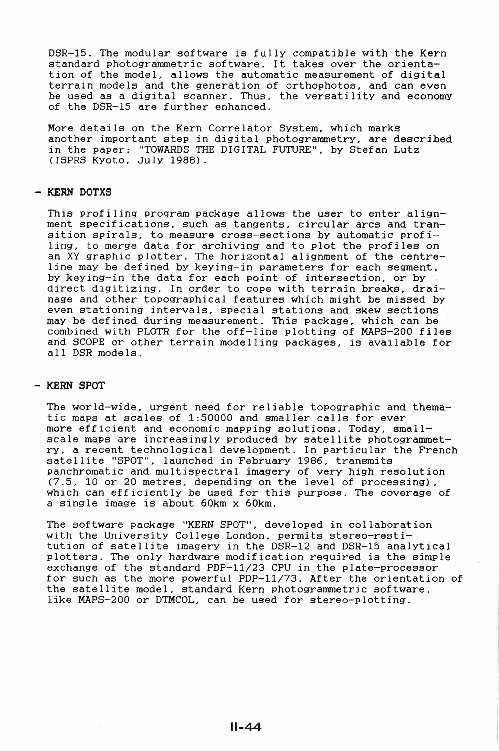DSR-15. The modular software is fully compatible with the Kern standard photogrammetric software. It takes over the orientation of the model, allows the automatic measurement of digital terrain models and the generation of orthophotos, and can even be used as a digital scanner. Thus, the versatility and economy of the DSR-15 are further enhanced.

More details on the Kern Correlator System, which marks another important step in digital photogrammetry, are described in the paper: "TOWARDS THE DIGITAL FUTURE", by Stefan Lutz (ISPRS Kyoto, July 1988).

### - KERN DOTXS

This profiling program package allows the user to enter alignment specifications, such as tangents, circular arcs and transition spirals, to measure cross-sections by automatic profiling, to merge data for archiving and to plot the profiles on an XY graphic plotter. The horizontal alignment of the centreline may be defined by keying-in parameters for each segment, by keying-in the data for each point of intersection, or by direct digitizing. In order to cope with terrain breaks, drainage and other topographical features which might be missed by even stationing intervals, special stations and skew sections may be defined during measurement. This package, which can be combined with PLOTR for the off-line plotting of MAPS-200 files and SCOPE or other terrain modelling packages, is available for all DSR models.

### - KERN SPOT

The world-wide, urgent need for reliable topographic and thematic maps at scales of 1:50000 and smaller calls for ever more efficient and economic mapping solutions. Today, small-scale maps are increasingly produced by satellite photogrammetry, a recent technological development. In particular the French satellite "SPOT", launched in February 1986, transmits panchromatic and multispectral imagery of very high resolution (7.5, 10 or 20 metres, depending on the level of processing), which can efficiently be used for this purpose. The coverage of a single image is about 60km x 60km.

The software package "KERN SPOT", developed in collaboration with the University College London, permits stereo-restitution of satellite imagery in the DSR-12 and DSR-15 analytical plotters. The only hardware modification required is the simple exchange of the standard PDP-11/23 CPU in the plate-processor for such as the more powerful PDP-11/73. After the orientation of the satellite model, standard Kern photogrammetric software, like MAPS-200 or DTMCOL, can be used for stereo-plotting.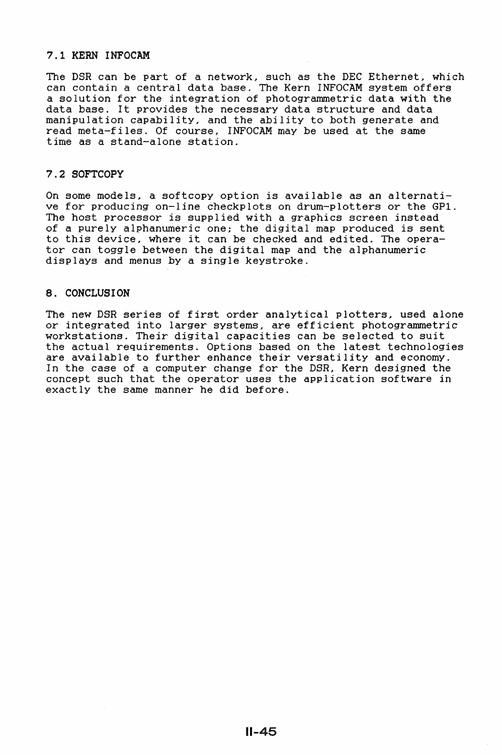### 7.1 KERN INFOCAM

The DSR can be part of a network, such as the DEC Ethernet, which can contain a central data base. The Kern INFOCAM system offers a solution for the integration of photogrammetric data with the data base. It provides the necessary data structure and data manipulation capability, and the ability to both generate and read meta-files. Of course, INFOCAM may be used at the same time as a stand-alone station.

### 7.2 SOFTCOPY

On some models, a softcopy option is available as an alternative for producing on-line checkplots on drum-plotters or the GP1. The host processor is supplied with a graphics screen instead of a purely alphanumeric one; the digital map produced is sent to this device, where it can be checked and edited. The operator can toggle between the digital map and the alphanumeric displays and menus by a single keystroke.

## 8. CONCLUSION

The new DSR series of first order analytical plotters, used alone or integrated into larger systems, are efficient photogrammetric workstations. Their digital capacities can be selected to suit the actual requirements. Options based on the latest technologies are available to further enhance their versatility and economy. In the case of a computer change for the DSR, Kern designed the concept such that the operator uses the application software in exactly the same manner he did before.